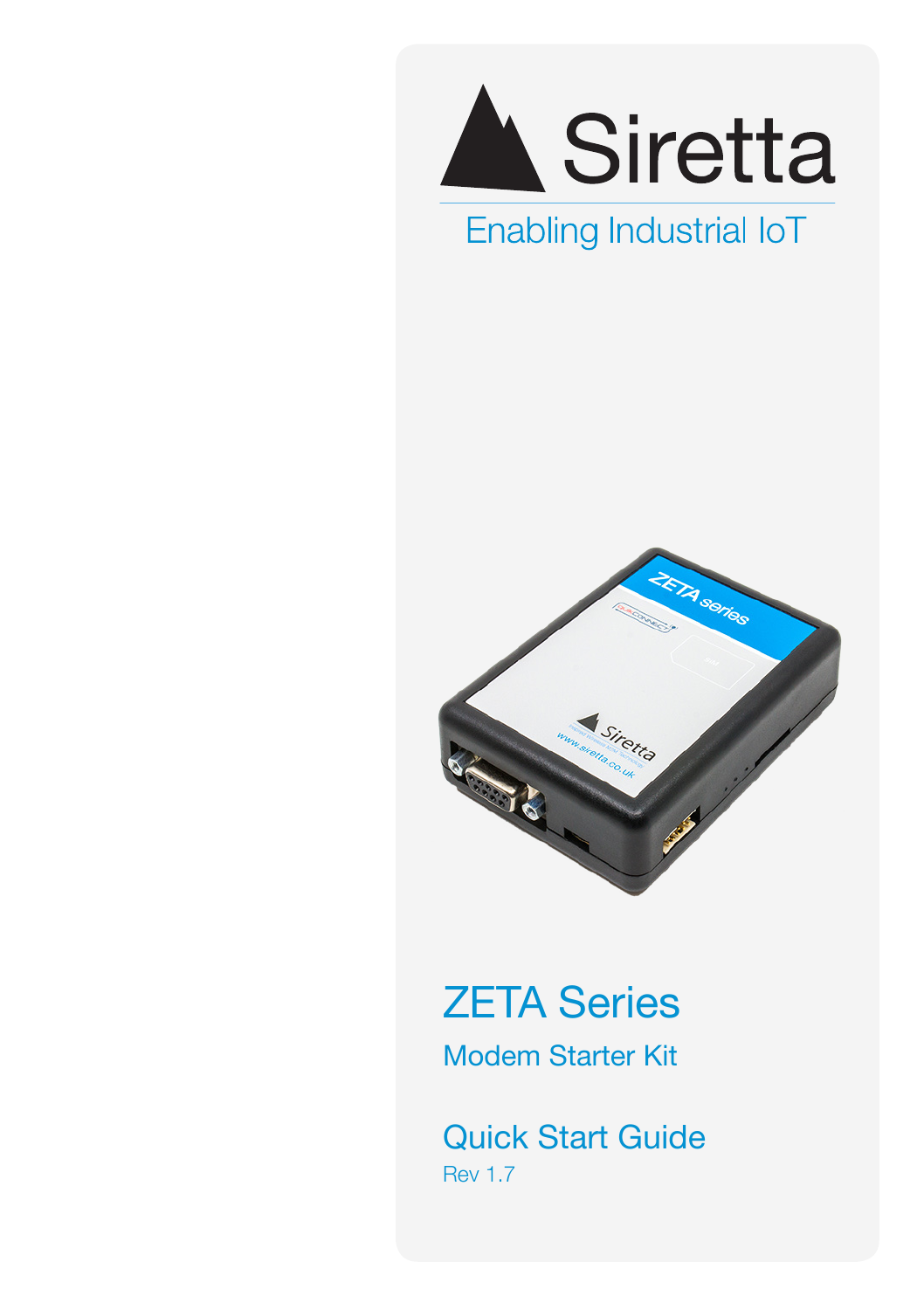# Siretta

Enabling Industrial IoT

# ZETA Series

## Modem Starter Kit

## Quick Start Guide

Rev 1.7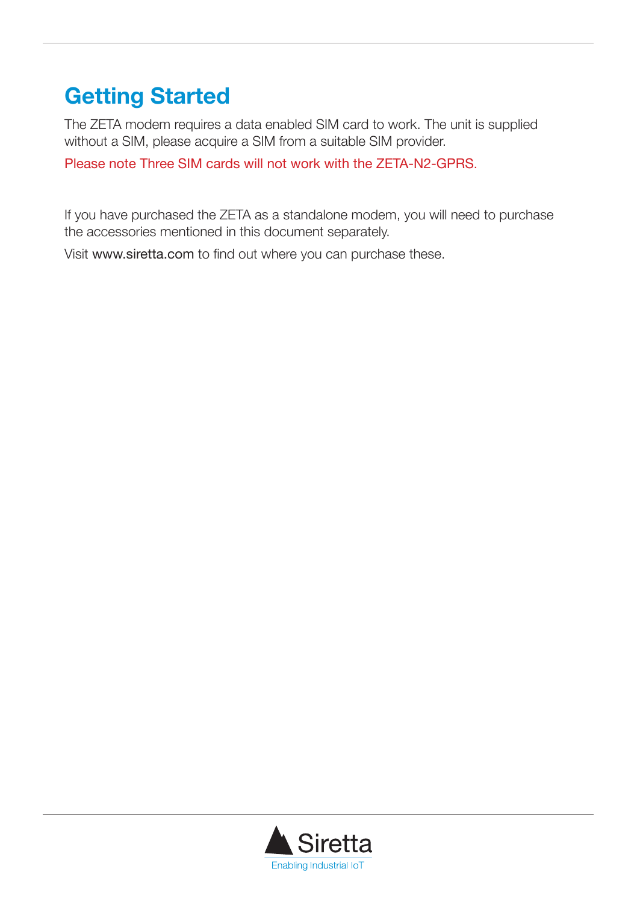# Getting Started

The ZETA modem requires a data enabled SIM card to work. The unit is supplied without a SIM, please acquire a SIM from a suitable SIM provider.

Please note Three SIM cards will not work with the ZETA-N2-GPRS.

If you have purchased the ZETA as a standalone modem, you will need to purchase the accessories mentioned in this document separately.

Visit www.siretta.com to find out where you can purchase these.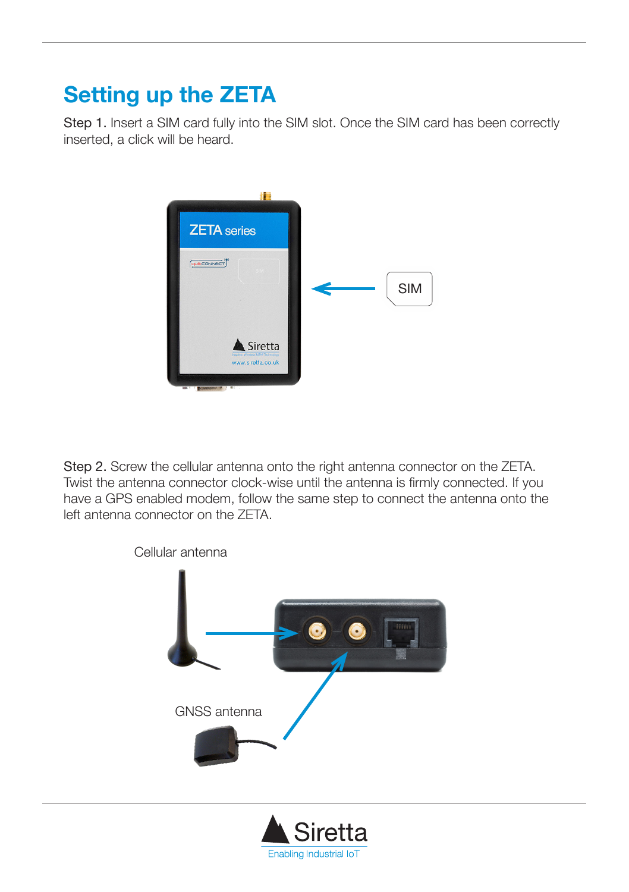# Setting up the ZETA

Step 1. Insert a SIM card fully into the SIM slot. Once the SIM card has been correctly inserted, a click will be heard.

SIM

Step 2. Screw the cellular antenna onto the right antenna connector on the ZETA. Twist the antenna connector clock-wise until the antenna is firmly connected. If you have a GPS enabled modem, follow the same step to connect the antenna onto the left antenna connector on the ZETA.

Cellular antenna

GNSS antenna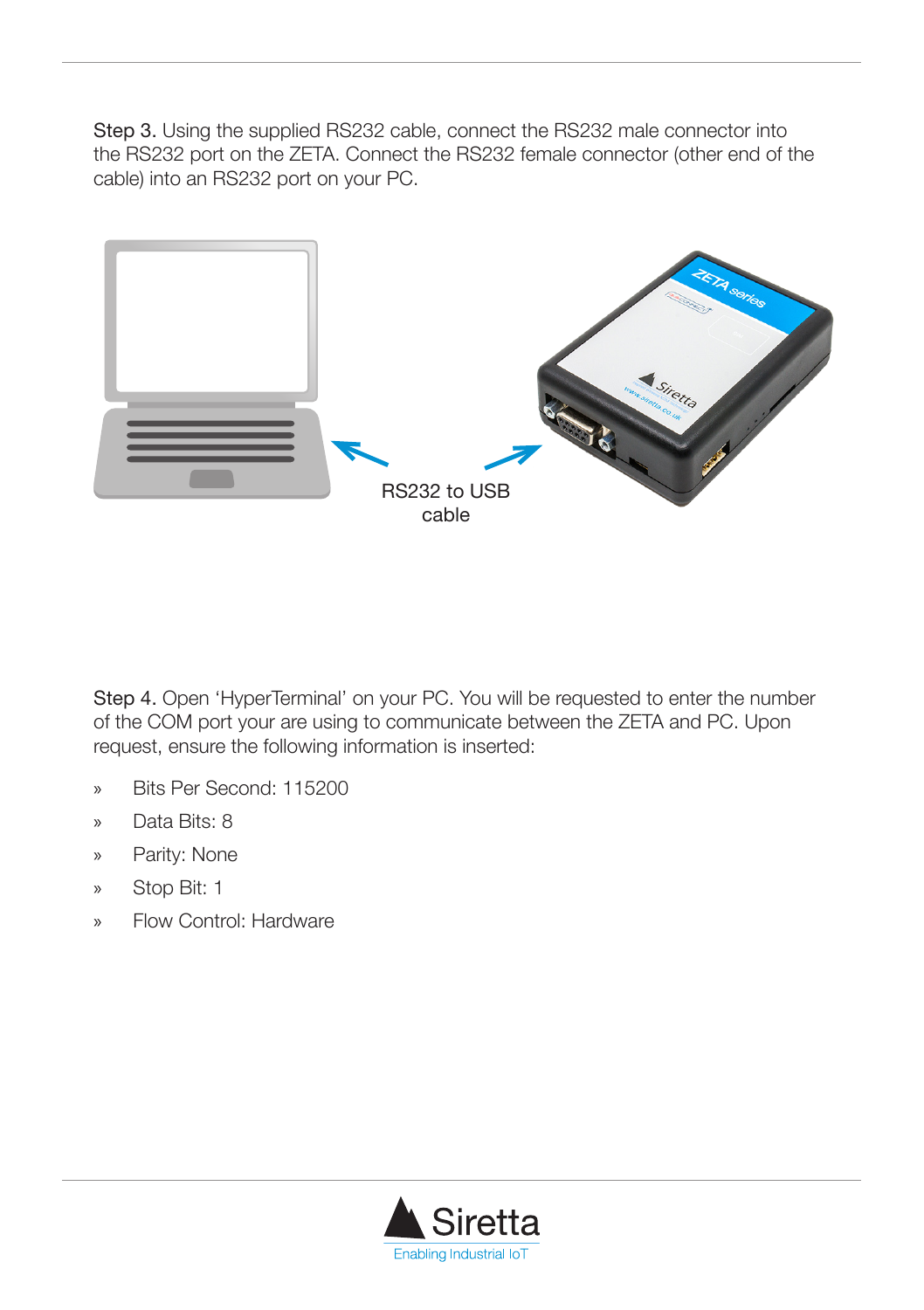Step 3. Using the supplied RS232 cable, connect the RS232 male connector into the RS232 port on the ZETA. Connect the RS232 female connector (other end of the cable) into an RS232 port on your PC.

RS232 to USB cable

Step 4. Open ‘HyperTerminal’ on your PC. You will be requested to enter the number of the COM port your are using to communicate between the ZETA and PC. Upon request, ensure the following information is inserted:

- Bits Per Second: 115200
- Data Bits: 8
- Parity: None
- Stop Bit: 1
- Flow Control: Hardware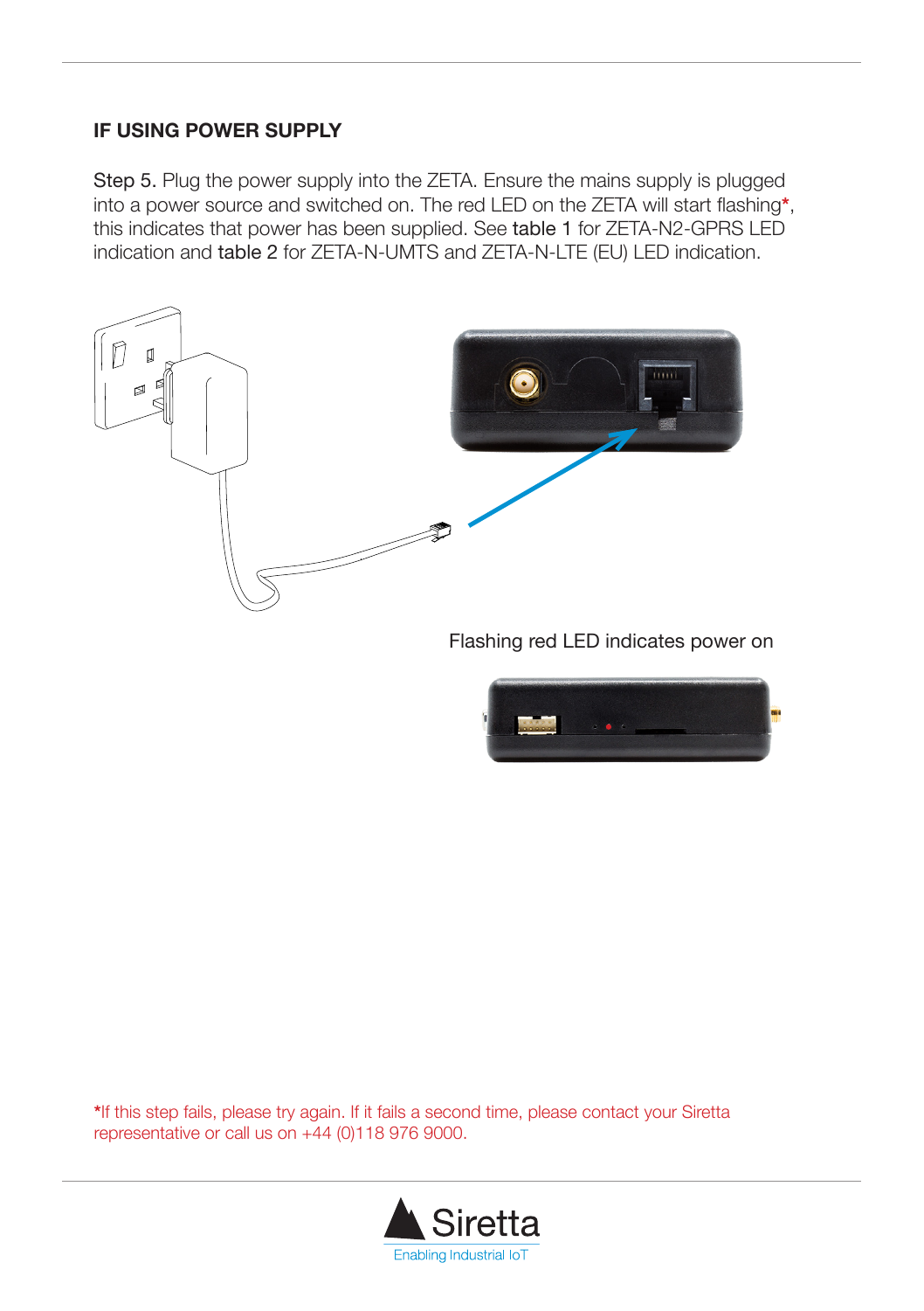## IF USING POWER SUPPLY

Step 5. Plug the power supply into the ZETA. Ensure the mains supply is plugged into a power source and switched on. The red LED on the ZETA will start flashing*, this indicates that power has been supplied. See table 1 for ZETA-N2-GPRS LED indication and table 2 for ZETA-N-UMTS and ZETA-N-LTE (EU) LED indication.

Flashing red LED indicates power on

*If this step fails, please try again. If it fails a second time, please contact your Siretta representative or call us on +44 (0)118 976 9000.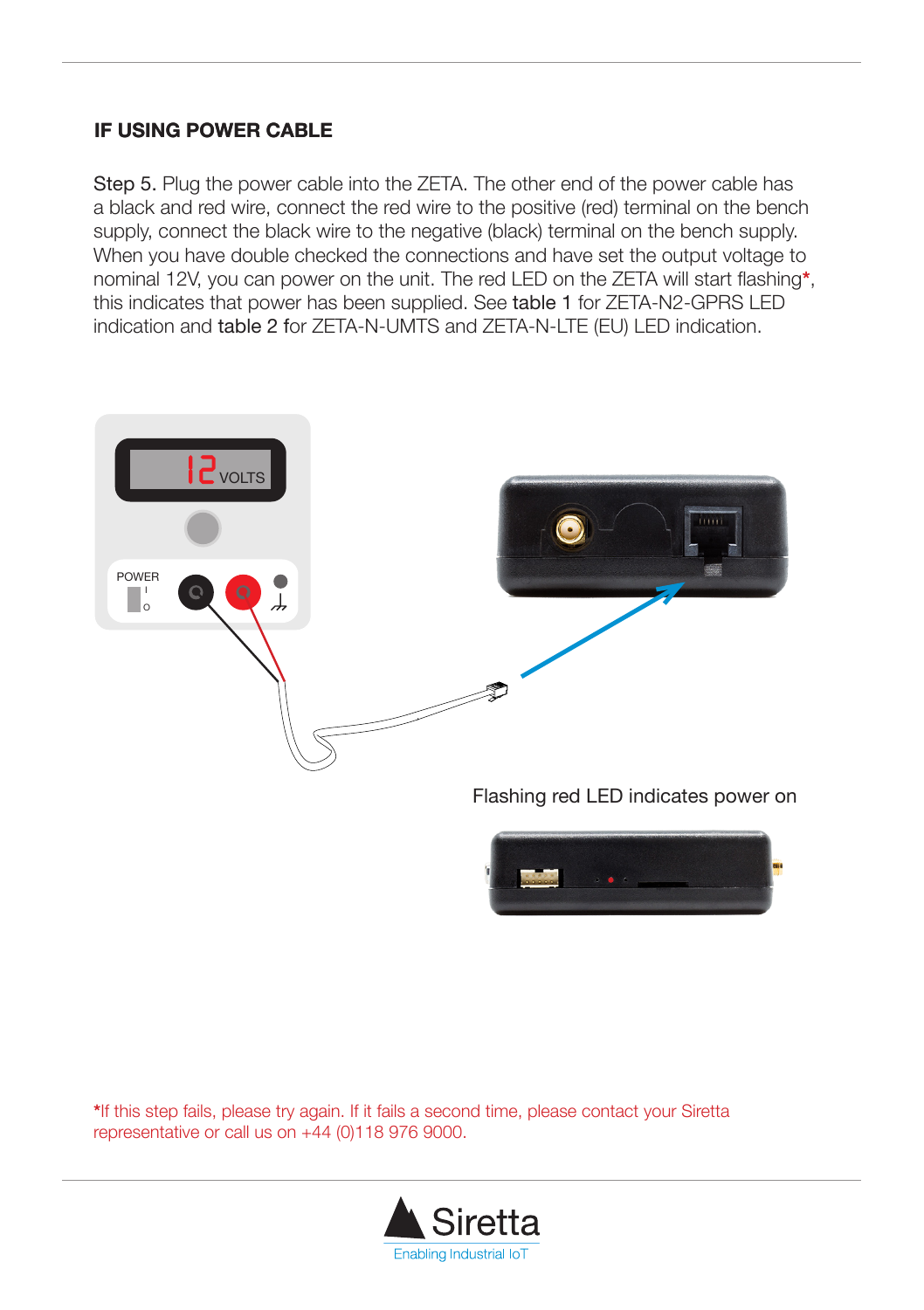### IF USING POWER CABLE

Step 5. Plug the power cable into the ZETA. The other end of the power cable has a black and red wire, connect the red wire to the positive (red) terminal on the bench supply, connect the black wire to the negative (black) terminal on the bench supply. When you have double checked the connections and have set the output voltage to nominal 12V, you can power on the unit. The red LED on the ZETA will start flashing*, this indicates that power has been supplied. See table 1 for ZETA-N2-GPRS LED indication and table 2 for ZETA-N-UMTS and ZETA-N-LTE (EU) LED indication.

Flashing red LED indicates power on

*If this step fails, please try again. If it fails a second time, please contact your Siretta representative or call us on +44 (0)118 976 9000.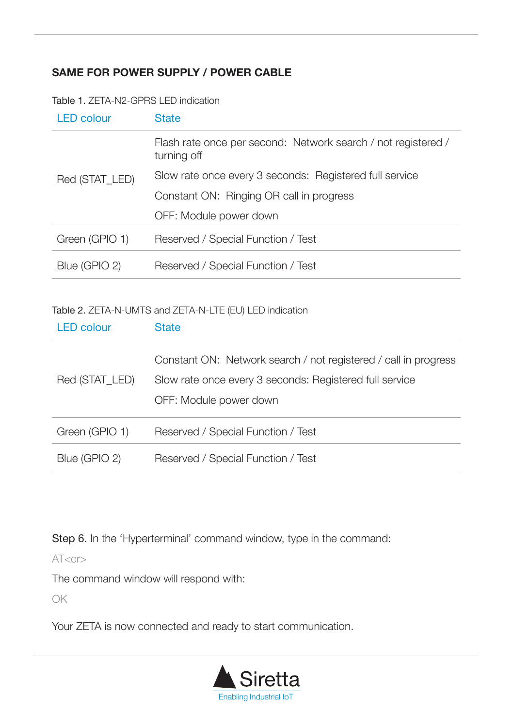## SAME FOR POWER SUPPLY / POWER CABLE

Table 1. ZETA-N2-GPRS LED indication

| LED colour | State |
|---|---|
| Red (STAT_LED) | Flash rate once per second: Network search / not registered / turning off<br>Slow rate once every 3 seconds: Registered full service<br>Constant ON: Ringing OR call in progress<br>OFF: Module power down |
| Green (GPIO 1) | Reserved / Special Function / Test |
| Blue (GPIO 2) | Reserved / Special Function / Test |

Table 2. ZETA-N-UMTS and ZETA-N-LTE (EU) LED indication

| LED colour | State |
|---|---|
| Red (STAT_LED) | Constant ON: Network search / not registered / call in progress<br>Slow rate once every 3 seconds: Registered full service<br>OFF: Module power down |
| Green (GPIO 1) | Reserved / Special Function / Test |
| Blue (GPIO 2) | Reserved / Special Function / Test |

Step 6. In the 'Hyperterminal' command window, type in the command:

AT<cr>

The command window will respond with:

OK

Your ZETA is now connected and ready to start communication.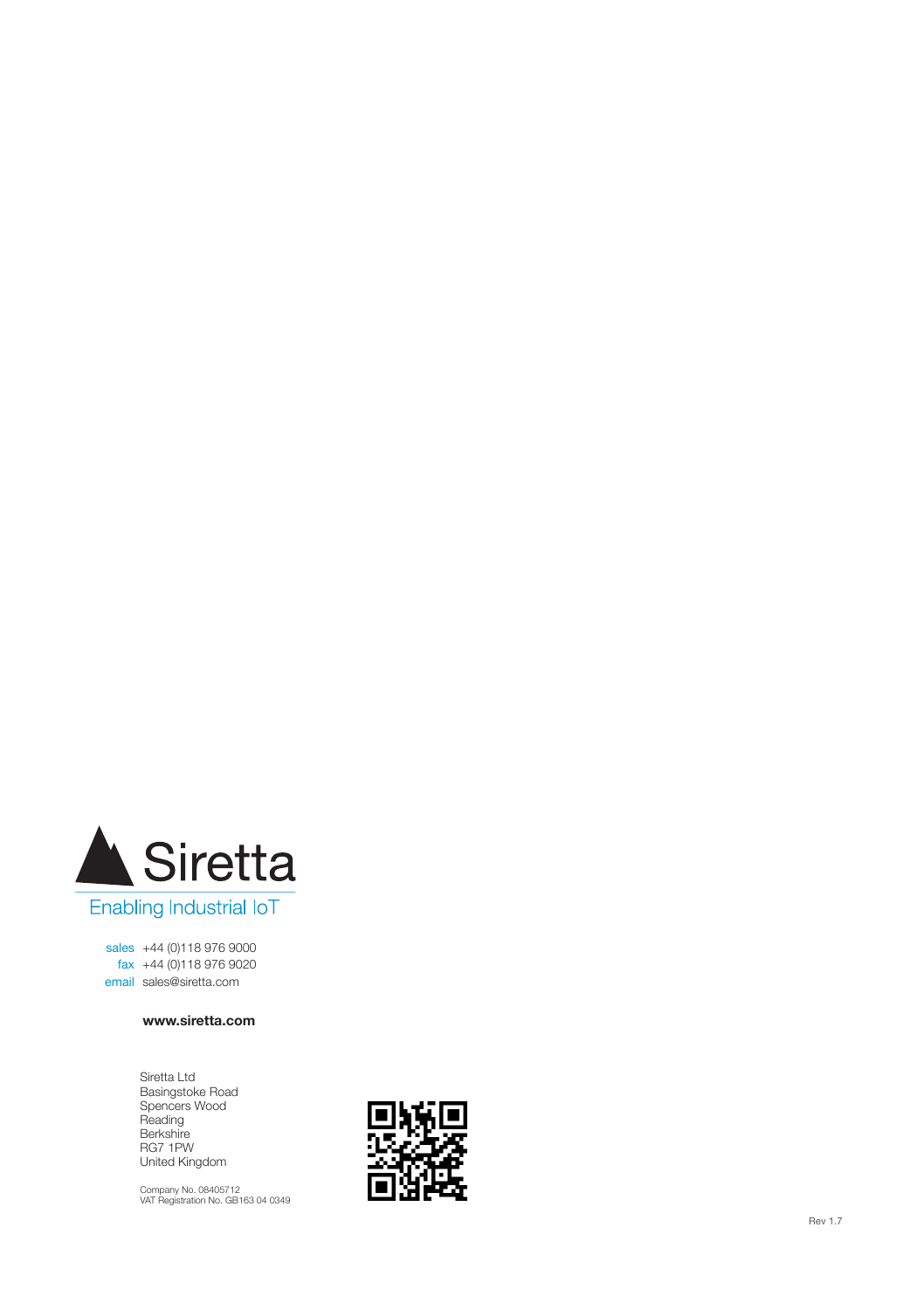Siretta

Enabling Industrial IoT

sales +44 (0)118 976 9000
fax +44 (0)118 976 9020
email sales@siretta.com

**www.siretta.com**

Siretta Ltd
Basingstoke Road
Spencers Wood
Reading
Berkshire
RG7 1PW
United Kingdom

Company No. 08405712
VAT Registration No. GB163 04 0349

Rev 1.7